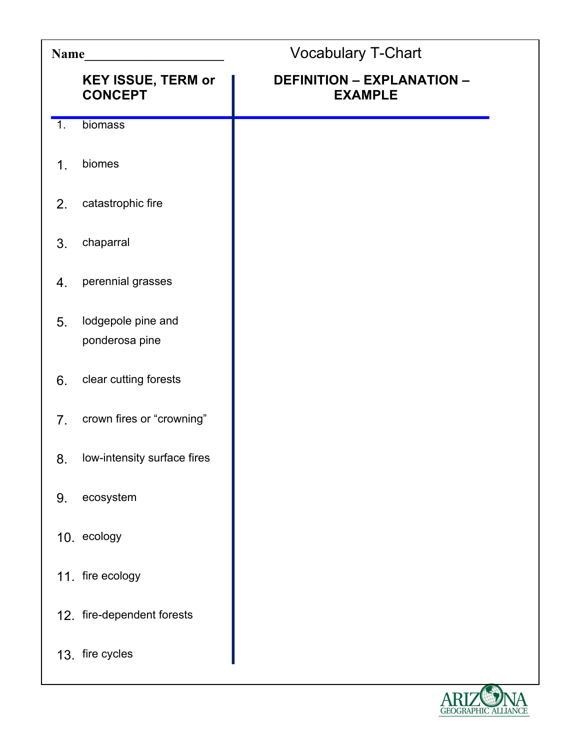Name____________________

# Vocabulary T-Chart

| KEY ISSUE, TERM or CONCEPT | DEFINITION – EXPLANATION – EXAMPLE |
|---|---|
| 1. biomass | |
| 1. biomes | |
| 2. catastrophic fire | |
| 3. chaparral | |
| 4. perennial grasses | |
| 5. lodgepole pine and ponderosa pine | |
| 6. clear cutting forests | |
| 7. crown fires or “crowning” | |
| 8. low-intensity surface fires | |
| 9. ecosystem | |
| 10. ecology | |
| 11. fire ecology | |
| 12. fire-dependent forests | |
| 13. fire cycles | |

ARIZONA GEOGRAPHIC ALLIANCE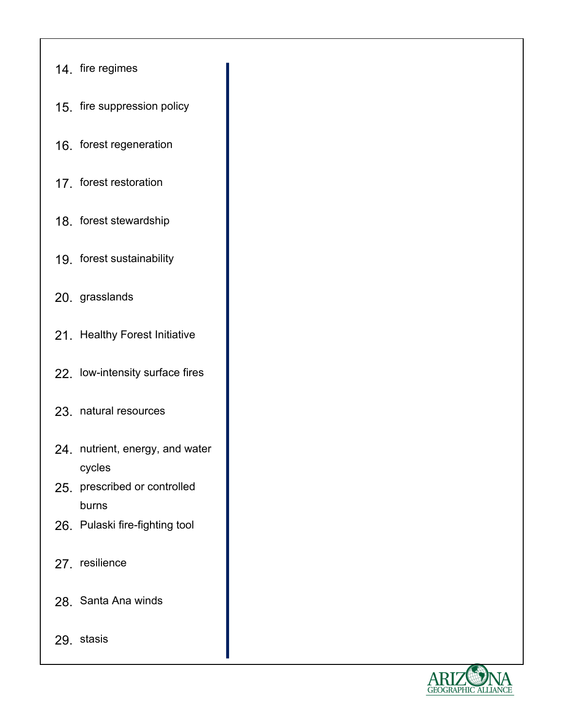14. fire regimes
15. fire suppression policy
16. forest regeneration
17. forest restoration
18. forest stewardship
19. forest sustainability
20. grasslands
21. Healthy Forest Initiative
22. low-intensity surface fires
23. natural resources
24. nutrient, energy, and water cycles
25. prescribed or controlled burns
26. Pulaski fire-fighting tool
27. resilience
28. Santa Ana winds
29. stasis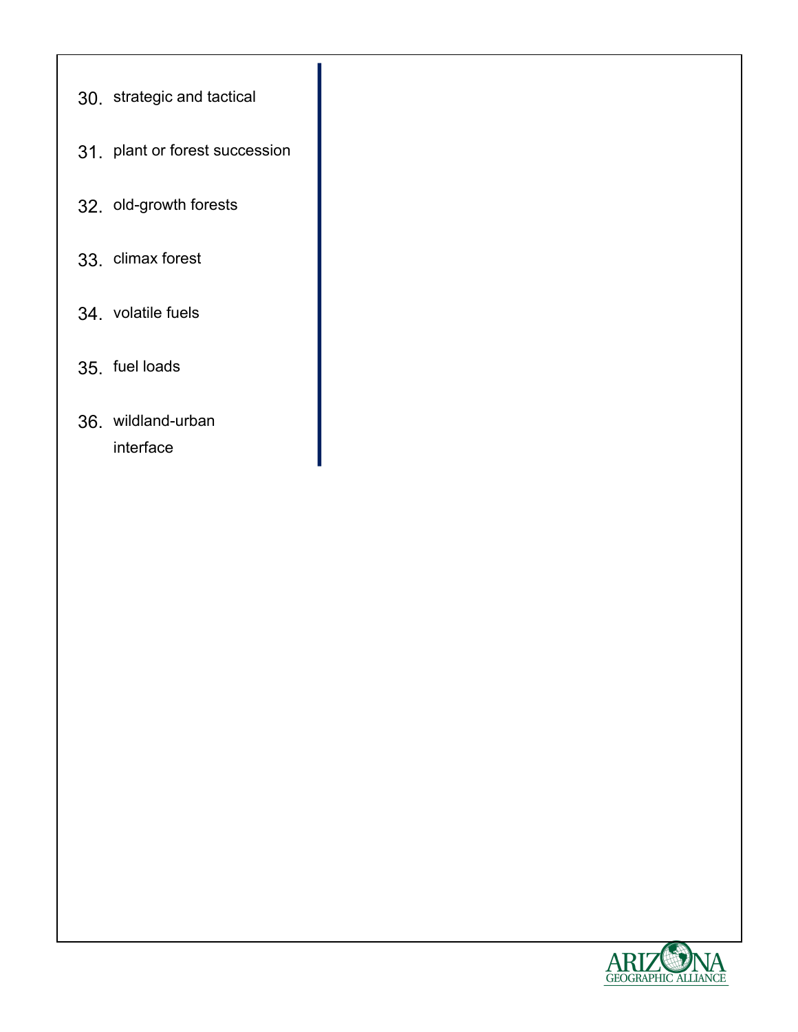30. strategic and tactical

31. plant or forest succession

32. old-growth forests

33. climax forest

34. volatile fuels

35. fuel loads

36. wildland-urban interface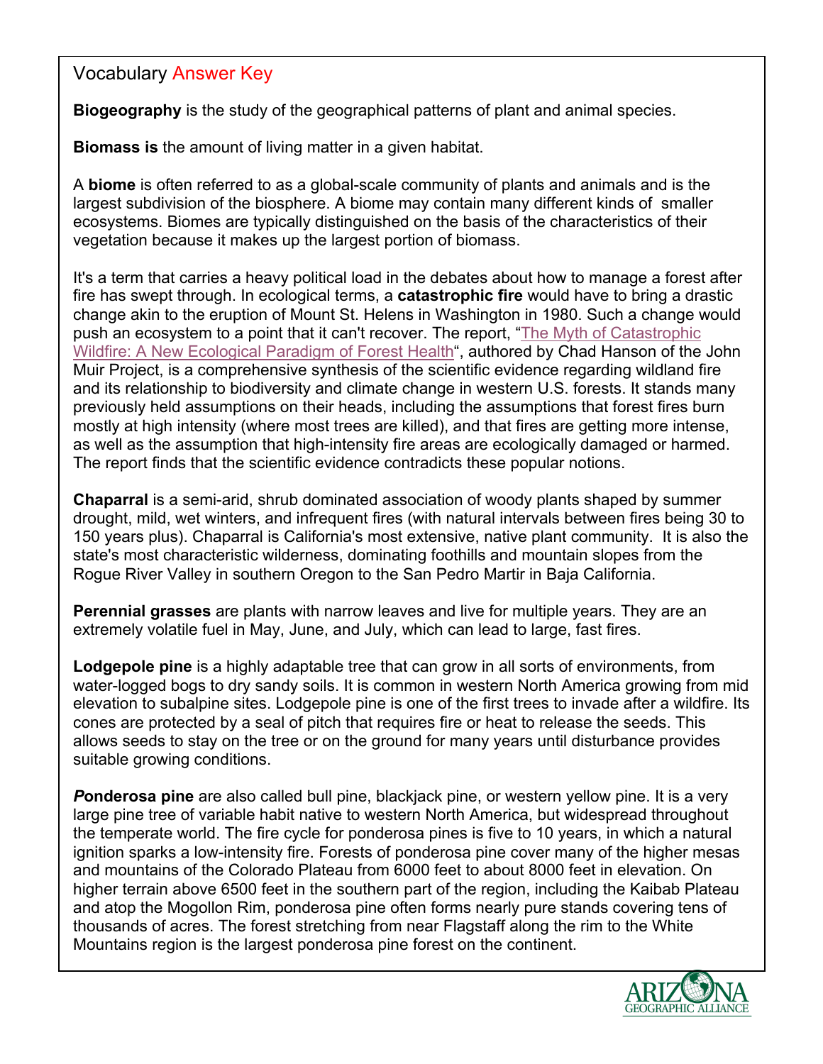## Vocabulary Answer Key

**Biogeography** is the study of the geographical patterns of plant and animal species.

**Biomass is** the amount of living matter in a given habitat.

A **biome** is often referred to as a global-scale community of plants and animals and is the largest subdivision of the biosphere. A biome may contain many different kinds of smaller ecosystems. Biomes are typically distinguished on the basis of the characteristics of their vegetation because it makes up the largest portion of biomass.

It's a term that carries a heavy political load in the debates about how to manage a forest after fire has swept through. In ecological terms, a **catastrophic fire** would have to bring a drastic change akin to the eruption of Mount St. Helens in Washington in 1980. Such a change would push an ecosystem to a point that it can't recover. The report, "The Myth of Catastrophic Wildfire: A New Ecological Paradigm of Forest Health", authored by Chad Hanson of the John Muir Project, is a comprehensive synthesis of the scientific evidence regarding wildland fire and its relationship to biodiversity and climate change in western U.S. forests. It stands many previously held assumptions on their heads, including the assumptions that forest fires burn mostly at high intensity (where most trees are killed), and that fires are getting more intense, as well as the assumption that high-intensity fire areas are ecologically damaged or harmed. The report finds that the scientific evidence contradicts these popular notions.

**Chaparral** is a semi-arid, shrub dominated association of woody plants shaped by summer drought, mild, wet winters, and infrequent fires (with natural intervals between fires being 30 to 150 years plus). Chaparral is California's most extensive, native plant community. It is also the state's most characteristic wilderness, dominating foothills and mountain slopes from the Rogue River Valley in southern Oregon to the San Pedro Martir in Baja California.

**Perennial grasses** are plants with narrow leaves and live for multiple years. They are an extremely volatile fuel in May, June, and July, which can lead to large, fast fires.

**Lodgepole pine** is a highly adaptable tree that can grow in all sorts of environments, from water-logged bogs to dry sandy soils. It is common in western North America growing from mid elevation to subalpine sites. Lodgepole pine is one of the first trees to invade after a wildfire. Its cones are protected by a seal of pitch that requires fire or heat to release the seeds. This allows seeds to stay on the tree or on the ground for many years until disturbance provides suitable growing conditions.

***P*onderosa pine** are also called bull pine, blackjack pine, or western yellow pine. It is a very large pine tree of variable habit native to western North America, but widespread throughout the temperate world. The fire cycle for ponderosa pines is five to 10 years, in which a natural ignition sparks a low-intensity fire. Forests of ponderosa pine cover many of the higher mesas and mountains of the Colorado Plateau from 6000 feet to about 8000 feet in elevation. On higher terrain above 6500 feet in the southern part of the region, including the Kaibab Plateau and atop the Mogollon Rim, ponderosa pine often forms nearly pure stands covering tens of thousands of acres. The forest stretching from near Flagstaff along the rim to the White Mountains region is the largest ponderosa pine forest on the continent.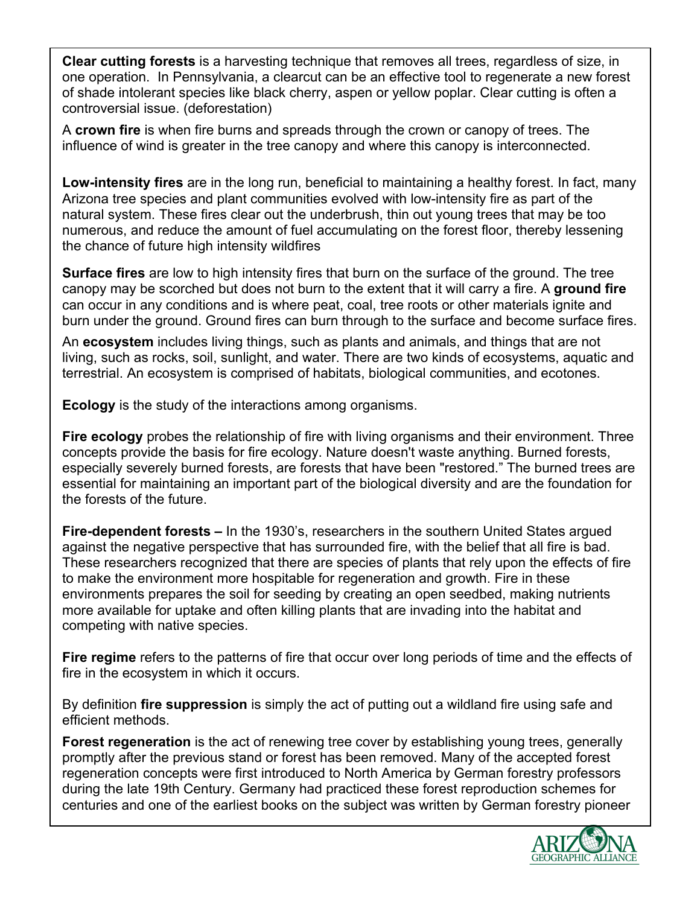**Clear cutting forests** is a harvesting technique that removes all trees, regardless of size, in one operation. In Pennsylvania, a clearcut can be an effective tool to regenerate a new forest of shade intolerant species like black cherry, aspen or yellow poplar. Clear cutting is often a controversial issue. (deforestation)

A **crown fire** is when fire burns and spreads through the crown or canopy of trees. The influence of wind is greater in the tree canopy and where this canopy is interconnected.

**Low-intensity fires** are in the long run, beneficial to maintaining a healthy forest. In fact, many Arizona tree species and plant communities evolved with low-intensity fire as part of the natural system. These fires clear out the underbrush, thin out young trees that may be too numerous, and reduce the amount of fuel accumulating on the forest floor, thereby lessening the chance of future high intensity wildfires

**Surface fires** are low to high intensity fires that burn on the surface of the ground. The tree canopy may be scorched but does not burn to the extent that it will carry a fire. A **ground fire** can occur in any conditions and is where peat, coal, tree roots or other materials ignite and burn under the ground. Ground fires can burn through to the surface and become surface fires.

An **ecosystem** includes living things, such as plants and animals, and things that are not living, such as rocks, soil, sunlight, and water. There are two kinds of ecosystems, aquatic and terrestrial. An ecosystem is comprised of habitats, biological communities, and ecotones.

**Ecology** is the study of the interactions among organisms.

**Fire ecology** probes the relationship of fire with living organisms and their environment. Three concepts provide the basis for fire ecology. Nature doesn't waste anything. Burned forests, especially severely burned forests, are forests that have been "restored." The burned trees are essential for maintaining an important part of the biological diversity and are the foundation for the forests of the future.

**Fire-dependent forests –** In the 1930's, researchers in the southern United States argued against the negative perspective that has surrounded fire, with the belief that all fire is bad. These researchers recognized that there are species of plants that rely upon the effects of fire to make the environment more hospitable for regeneration and growth. Fire in these environments prepares the soil for seeding by creating an open seedbed, making nutrients more available for uptake and often killing plants that are invading into the habitat and competing with native species.

**Fire regime** refers to the patterns of fire that occur over long periods of time and the effects of fire in the ecosystem in which it occurs.

By definition **fire suppression** is simply the act of putting out a wildland fire using safe and efficient methods.

**Forest regeneration** is the act of renewing tree cover by establishing young trees, generally promptly after the previous stand or forest has been removed. Many of the accepted forest regeneration concepts were first introduced to North America by German forestry professors during the late 19th Century. Germany had practiced these forest reproduction schemes for centuries and one of the earliest books on the subject was written by German forestry pioneer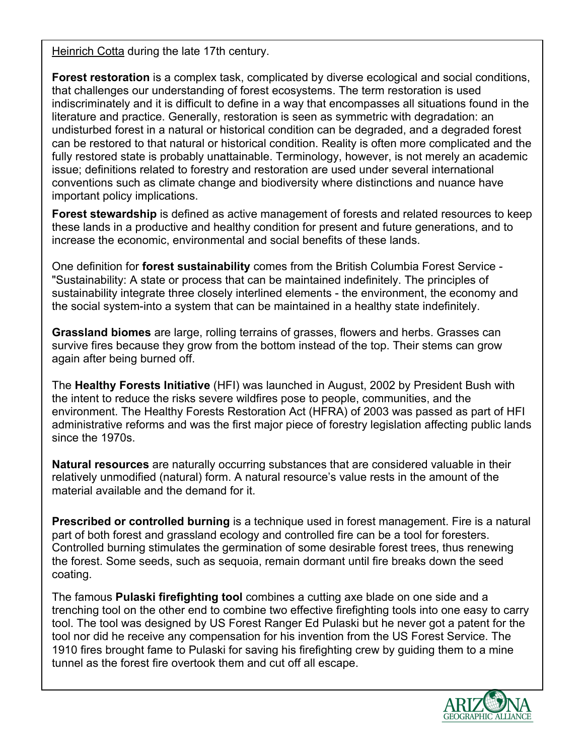Heinrich Cotta during the late 17th century.

**Forest restoration** is a complex task, complicated by diverse ecological and social conditions, that challenges our understanding of forest ecosystems. The term restoration is used indiscriminately and it is difficult to define in a way that encompasses all situations found in the literature and practice. Generally, restoration is seen as symmetric with degradation: an undisturbed forest in a natural or historical condition can be degraded, and a degraded forest can be restored to that natural or historical condition. Reality is often more complicated and the fully restored state is probably unattainable. Terminology, however, is not merely an academic issue; definitions related to forestry and restoration are used under several international conventions such as climate change and biodiversity where distinctions and nuance have important policy implications.

**Forest stewardship** is defined as active management of forests and related resources to keep these lands in a productive and healthy condition for present and future generations, and to increase the economic, environmental and social benefits of these lands.

One definition for **forest sustainability** comes from the British Columbia Forest Service - "Sustainability: A state or process that can be maintained indefinitely. The principles of sustainability integrate three closely interlined elements - the environment, the economy and the social system-into a system that can be maintained in a healthy state indefinitely.

**Grassland biomes** are large, rolling terrains of grasses, flowers and herbs. Grasses can survive fires because they grow from the bottom instead of the top. Their stems can grow again after being burned off.

The **Healthy Forests Initiative** (HFI) was launched in August, 2002 by President Bush with the intent to reduce the risks severe wildfires pose to people, communities, and the environment. The Healthy Forests Restoration Act (HFRA) of 2003 was passed as part of HFI administrative reforms and was the first major piece of forestry legislation affecting public lands since the 1970s.

**Natural resources** are naturally occurring substances that are considered valuable in their relatively unmodified (natural) form. A natural resource's value rests in the amount of the material available and the demand for it.

**Prescribed or controlled burning** is a technique used in forest management. Fire is a natural part of both forest and grassland ecology and controlled fire can be a tool for foresters. Controlled burning stimulates the germination of some desirable forest trees, thus renewing the forest. Some seeds, such as sequoia, remain dormant until fire breaks down the seed coating.

The famous **Pulaski firefighting tool** combines a cutting axe blade on one side and a trenching tool on the other end to combine two effective firefighting tools into one easy to carry tool. The tool was designed by US Forest Ranger Ed Pulaski but he never got a patent for the tool nor did he receive any compensation for his invention from the US Forest Service. The 1910 fires brought fame to Pulaski for saving his firefighting crew by guiding them to a mine tunnel as the forest fire overtook them and cut off all escape.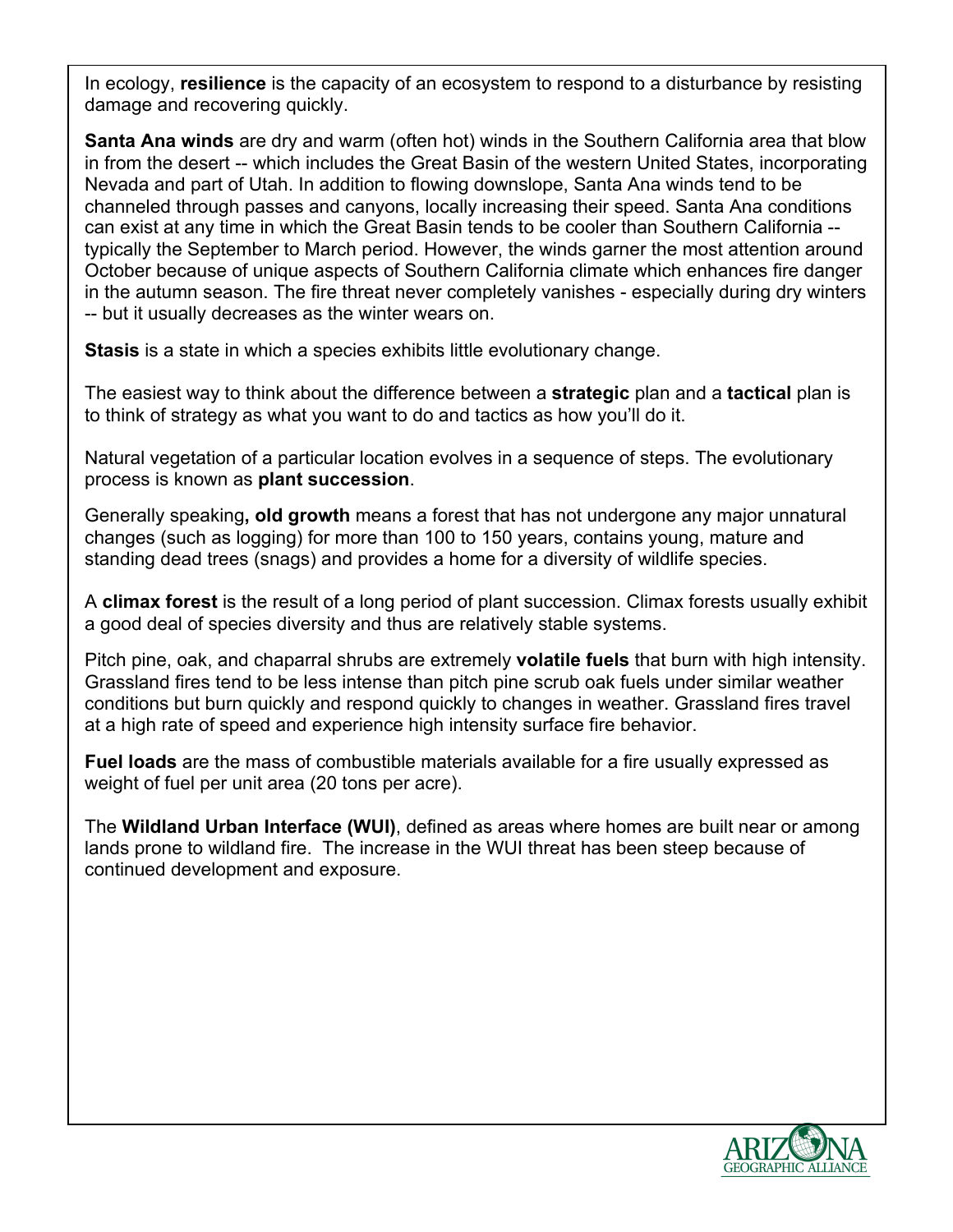In ecology, **resilience** is the capacity of an ecosystem to respond to a disturbance by resisting damage and recovering quickly.

**Santa Ana winds** are dry and warm (often hot) winds in the Southern California area that blow in from the desert -- which includes the Great Basin of the western United States, incorporating Nevada and part of Utah. In addition to flowing downslope, Santa Ana winds tend to be channeled through passes and canyons, locally increasing their speed. Santa Ana conditions can exist at any time in which the Great Basin tends to be cooler than Southern California -- typically the September to March period. However, the winds garner the most attention around October because of unique aspects of Southern California climate which enhances fire danger in the autumn season. The fire threat never completely vanishes - especially during dry winters -- but it usually decreases as the winter wears on.

**Stasis** is a state in which a species exhibits little evolutionary change.

The easiest way to think about the difference between a **strategic** plan and a **tactical** plan is to think of strategy as what you want to do and tactics as how you'll do it.

Natural vegetation of a particular location evolves in a sequence of steps. The evolutionary process is known as **plant succession**.

Generally speaking**, old growth** means a forest that has not undergone any major unnatural changes (such as logging) for more than 100 to 150 years, contains young, mature and standing dead trees (snags) and provides a home for a diversity of wildlife species.

A **climax forest** is the result of a long period of plant succession. Climax forests usually exhibit a good deal of species diversity and thus are relatively stable systems.

Pitch pine, oak, and chaparral shrubs are extremely **volatile fuels** that burn with high intensity. Grassland fires tend to be less intense than pitch pine scrub oak fuels under similar weather conditions but burn quickly and respond quickly to changes in weather. Grassland fires travel at a high rate of speed and experience high intensity surface fire behavior.

**Fuel loads** are the mass of combustible materials available for a fire usually expressed as weight of fuel per unit area (20 tons per acre).

The **Wildland Urban Interface (WUI)**, defined as areas where homes are built near or among lands prone to wildland fire. The increase in the WUI threat has been steep because of continued development and exposure.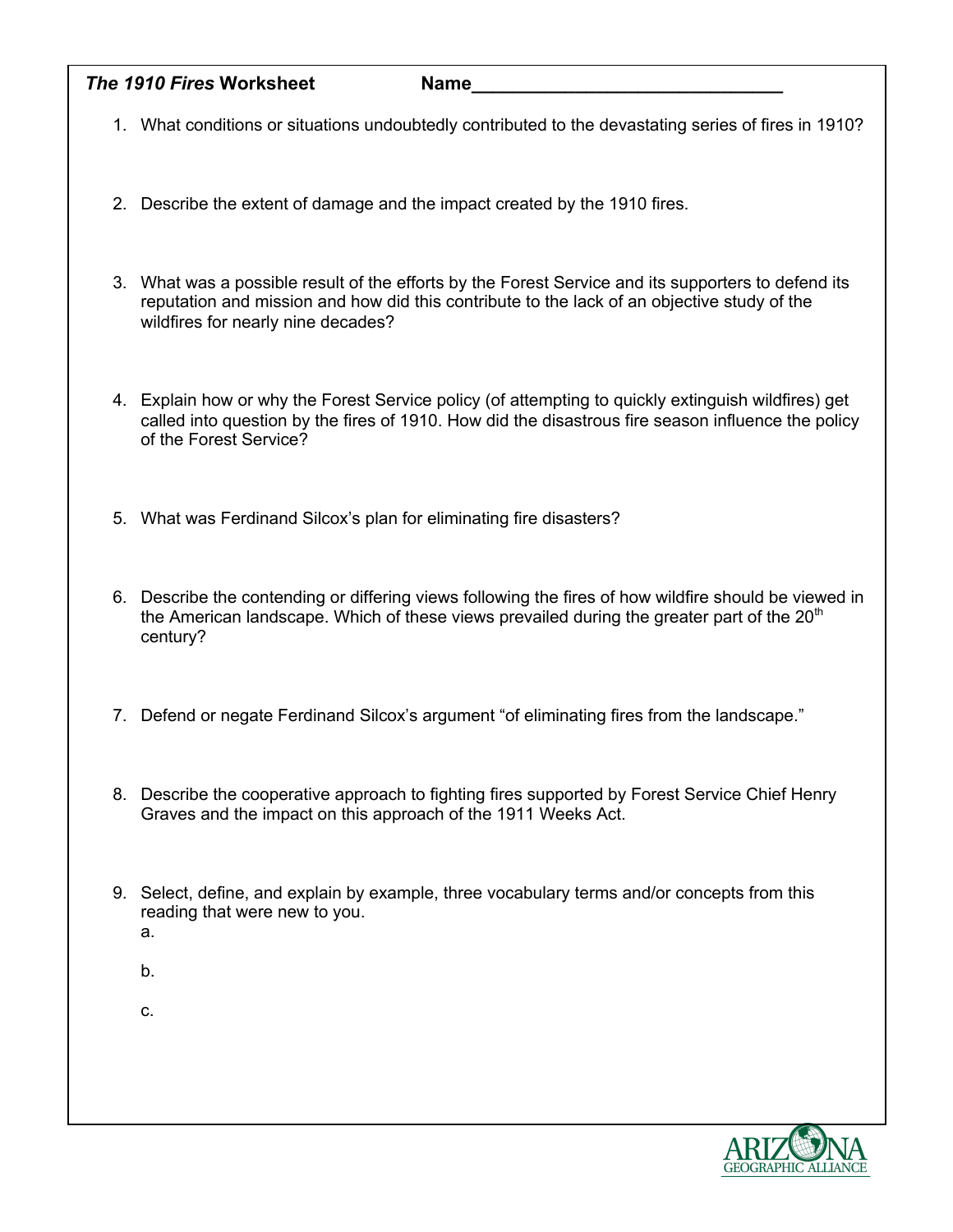***The 1910 Fires* Worksheet** **Name______________________________**

1. What conditions or situations undoubtedly contributed to the devastating series of fires in 1910?

2. Describe the extent of damage and the impact created by the 1910 fires.

3. What was a possible result of the efforts by the Forest Service and its supporters to defend its reputation and mission and how did this contribute to the lack of an objective study of the wildfires for nearly nine decades?

4. Explain how or why the Forest Service policy (of attempting to quickly extinguish wildfires) get called into question by the fires of 1910. How did the disastrous fire season influence the policy of the Forest Service?

5. What was Ferdinand Silcox's plan for eliminating fire disasters?

6. Describe the contending or differing views following the fires of how wildfire should be viewed in the American landscape. Which of these views prevailed during the greater part of the 20th century?

7. Defend or negate Ferdinand Silcox's argument "of eliminating fires from the landscape."

8. Describe the cooperative approach to fighting fires supported by Forest Service Chief Henry Graves and the impact on this approach of the 1911 Weeks Act.

9. Select, define, and explain by example, three vocabulary terms and/or concepts from this reading that were new to you.
   a.

   b.

   c.

ARIZONA GEOGRAPHIC ALLIANCE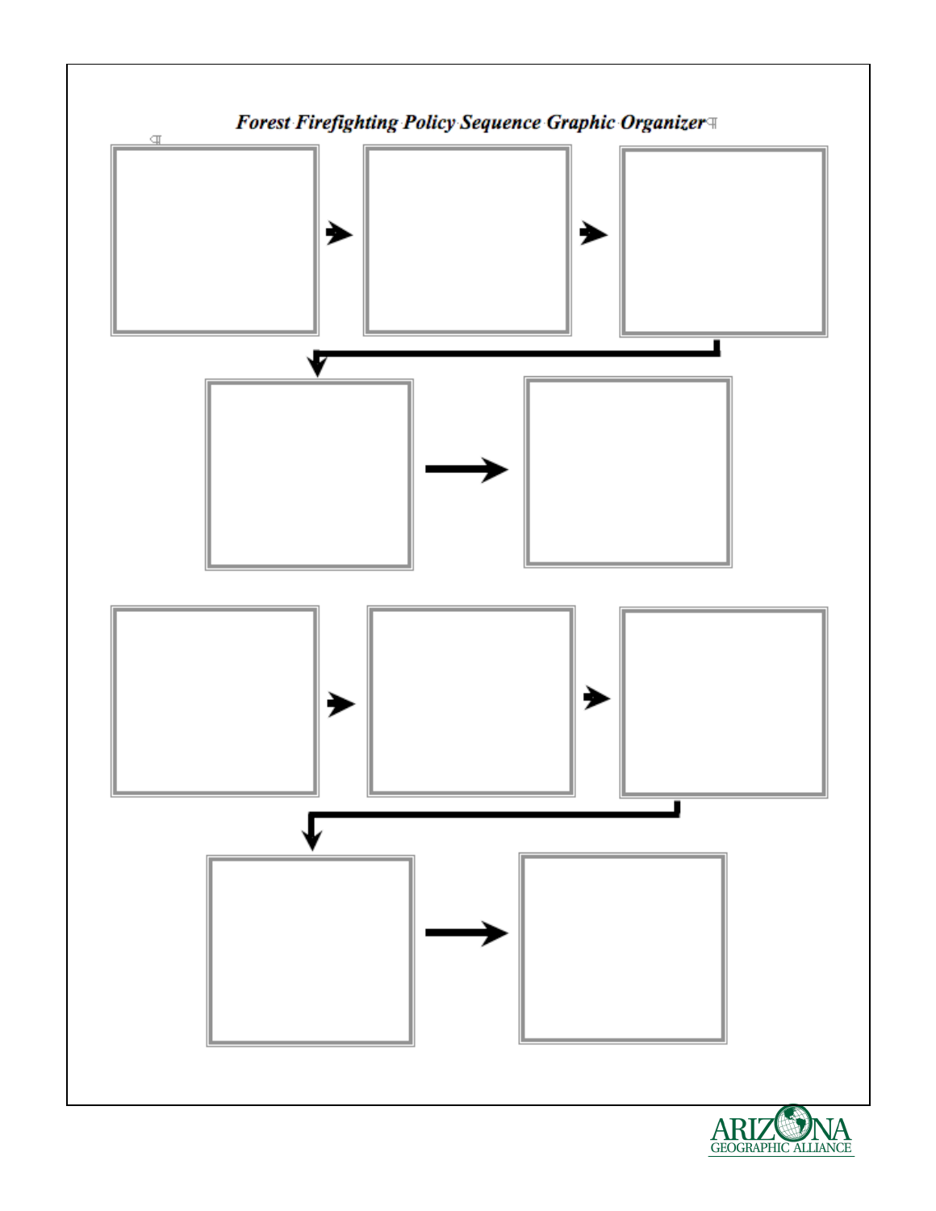# *Forest Firefighting Policy Sequence Graphic Organizer*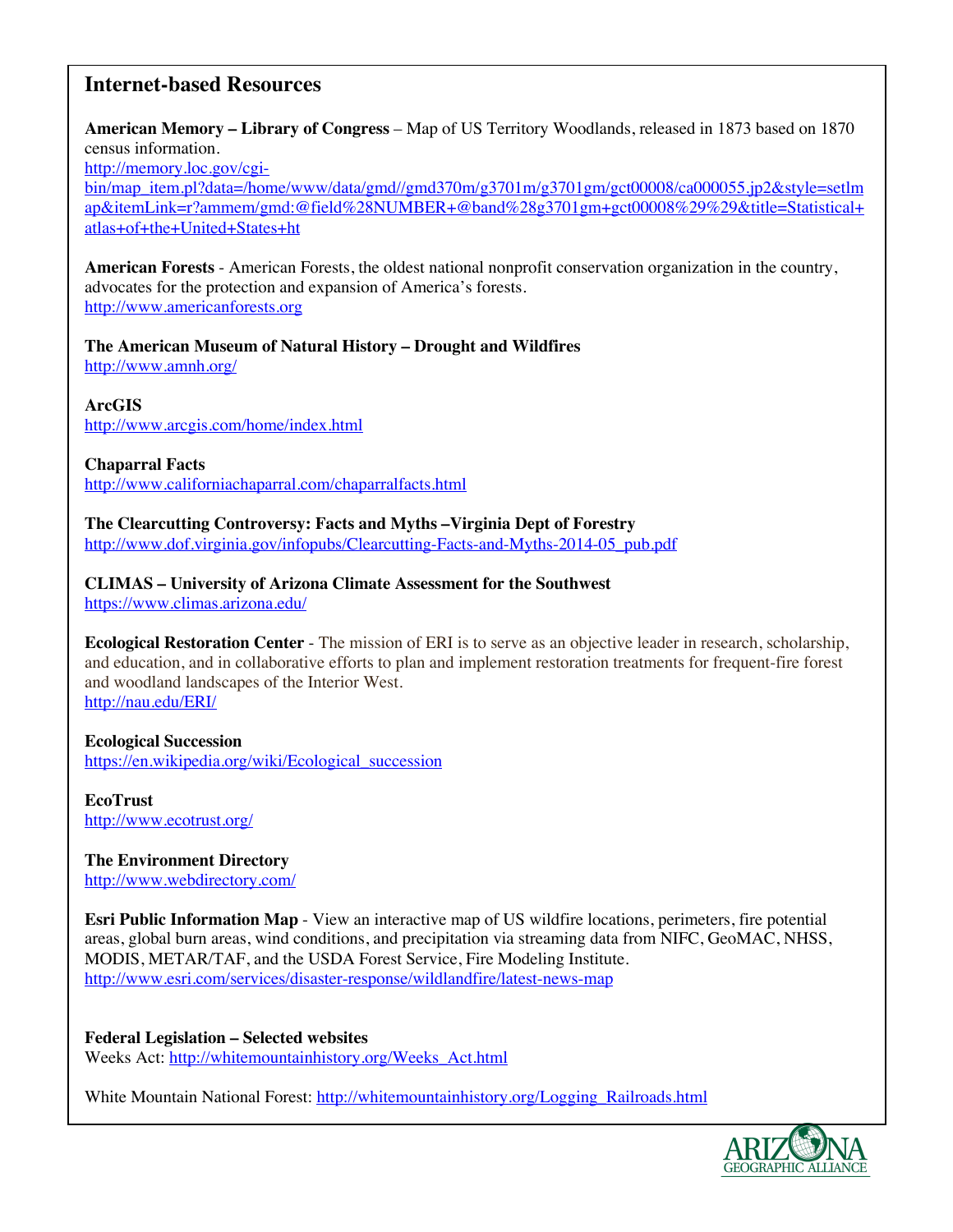## Internet-based Resources

**American Memory – Library of Congress** – Map of US Territory Woodlands, released in 1873 based on 1870 census information.
http://memory.loc.gov/cgi-bin/map_item.pl?data=/home/www/data/gmd//gmd370m/g3701m/g3701gm/gct00008/ca000055.jp2&style=setlmap&itemLink=r?ammem/gmd:@field%28NUMBER+@band%28g3701gm+gct00008%29%29&title=Statistical+atlas+of+the+United+States+ht

**American Forests** - American Forests, the oldest national nonprofit conservation organization in the country, advocates for the protection and expansion of America's forests.
http://www.americanforests.org

**The American Museum of Natural History – Drought and Wildfires**
http://www.amnh.org/

**ArcGIS**
http://www.arcgis.com/home/index.html

**Chaparral Facts**
http://www.californiachaparral.com/chaparralfacts.html

**The Clearcutting Controversy: Facts and Myths –Virginia Dept of Forestry**
http://www.dof.virginia.gov/infopubs/Clearcutting-Facts-and-Myths-2014-05_pub.pdf

**CLIMAS – University of Arizona Climate Assessment for the Southwest**
https://www.climas.arizona.edu/

**Ecological Restoration Center** - The mission of ERI is to serve as an objective leader in research, scholarship, and education, and in collaborative efforts to plan and implement restoration treatments for frequent-fire forest and woodland landscapes of the Interior West.
http://nau.edu/ERI/

**Ecological Succession**
https://en.wikipedia.org/wiki/Ecological_succession

**EcoTrust**
http://www.ecotrust.org/

**The Environment Directory**
http://www.webdirectory.com/

**Esri Public Information Map** - View an interactive map of US wildfire locations, perimeters, fire potential areas, global burn areas, wind conditions, and precipitation via streaming data from NIFC, GeoMAC, NHSS, MODIS, METAR/TAF, and the USDA Forest Service, Fire Modeling Institute.
http://www.esri.com/services/disaster-response/wildlandfire/latest-news-map

**Federal Legislation – Selected websites**
Weeks Act: http://whitemountainhistory.org/Weeks_Act.html

White Mountain National Forest: http://whitemountainhistory.org/Logging_Railroads.html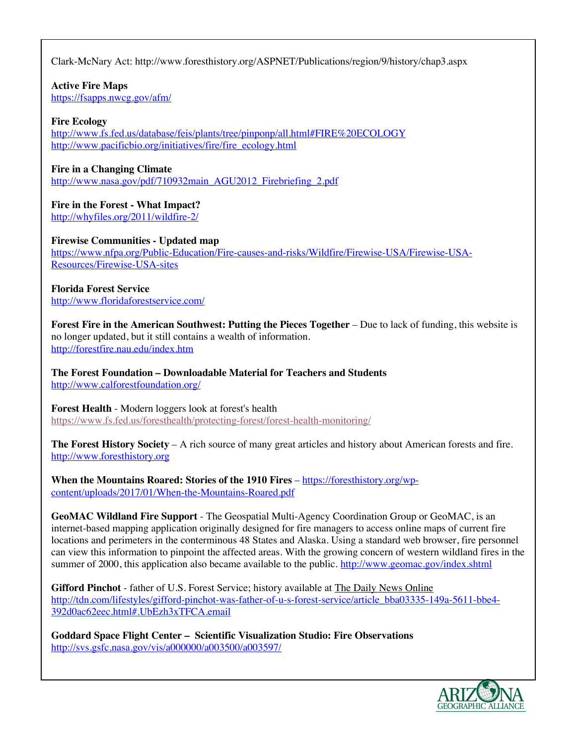Clark-McNary Act: http://www.foresthistory.org/ASPNET/Publications/region/9/history/chap3.aspx

**Active Fire Maps**
https://fsapps.nwcg.gov/afm/

**Fire Ecology**
http://www.fs.fed.us/database/feis/plants/tree/pinponp/all.html#FIRE%20ECOLOGY
http://www.pacificbio.org/initiatives/fire/fire_ecology.html

**Fire in a Changing Climate**
http://www.nasa.gov/pdf/710932main_AGU2012_Firebriefing_2.pdf

**Fire in the Forest - What Impact?**
http://whyfiles.org/2011/wildfire-2/

**Firewise Communities - Updated map**
https://www.nfpa.org/Public-Education/Fire-causes-and-risks/Wildfire/Firewise-USA/Firewise-USA-Resources/Firewise-USA-sites

**Florida Forest Service**
http://www.floridaforestservice.com/

**Forest Fire in the American Southwest: Putting the Pieces Together** – Due to lack of funding, this website is no longer updated, but it still contains a wealth of information.
http://forestfire.nau.edu/index.htm

**The Forest Foundation – Downloadable Material for Teachers and Students**
http://www.calforestfoundation.org/

**Forest Health** - Modern loggers look at forest's health
https://www.fs.fed.us/foresthealth/protecting-forest/forest-health-monitoring/

**The Forest History Society** – A rich source of many great articles and history about American forests and fire.
http://www.foresthistory.org

**When the Mountains Roared: Stories of the 1910 Fires** – https://foresthistory.org/wp-content/uploads/2017/01/When-the-Mountains-Roared.pdf

**GeoMAC Wildland Fire Support** - The Geospatial Multi-Agency Coordination Group or GeoMAC, is an internet-based mapping application originally designed for fire managers to access online maps of current fire locations and perimeters in the conterminous 48 States and Alaska. Using a standard web browser, fire personnel can view this information to pinpoint the affected areas. With the growing concern of western wildland fires in the summer of 2000, this application also became available to the public. http://www.geomac.gov/index.shtml

**Gifford Pinchot** - father of U.S. Forest Service; history available at The Daily News Online
http://tdn.com/lifestyles/gifford-pinchot-was-father-of-u-s-forest-service/article_bba03335-149a-5611-bbe4-392d0ac62eec.html#.UbEzh3xTFCA.email

**Goddard Space Flight Center – Scientific Visualization Studio: Fire Observations**
http://svs.gsfc.nasa.gov/vis/a000000/a003500/a003597/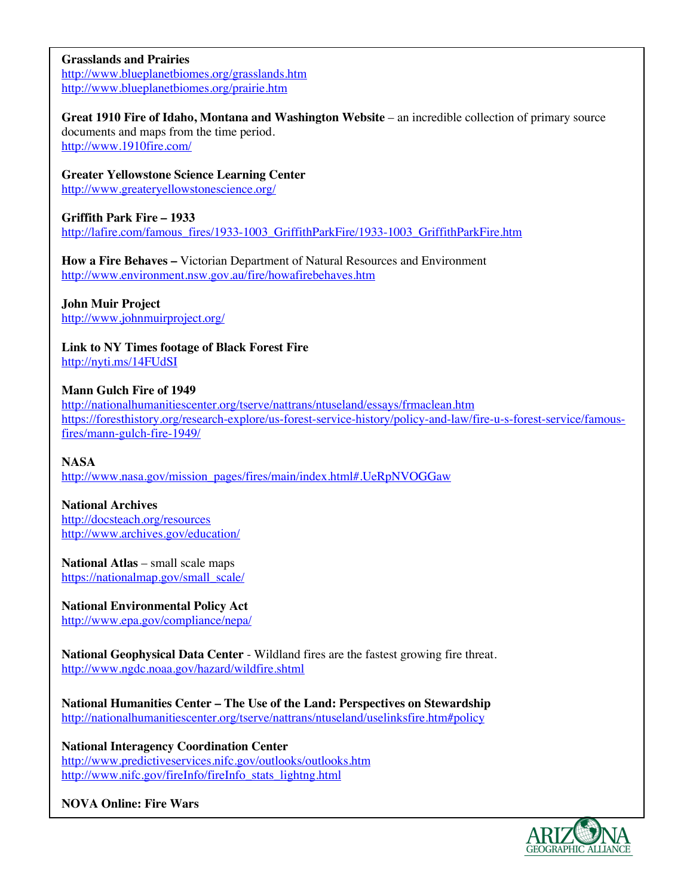**Grasslands and Prairies**
http://www.blueplanetbiomes.org/grasslands.htm
http://www.blueplanetbiomes.org/prairie.htm

**Great 1910 Fire of Idaho, Montana and Washington Website** – an incredible collection of primary source documents and maps from the time period.
http://www.1910fire.com/

**Greater Yellowstone Science Learning Center**
http://www.greateryellowstonescience.org/

**Griffith Park Fire – 1933**
http://lafire.com/famous_fires/1933-1003_GriffithParkFire/1933-1003_GriffithParkFire.htm

**How a Fire Behaves –** Victorian Department of Natural Resources and Environment
http://www.environment.nsw.gov.au/fire/howafirebehaves.htm

**John Muir Project**
http://www.johnmuirproject.org/

**Link to NY Times footage of Black Forest Fire**
http://nyti.ms/14FUdSI

**Mann Gulch Fire of 1949**
http://nationalhumanitiescenter.org/tserve/nattrans/ntuseland/essays/frmaclean.htm
https://foresthistory.org/research-explore/us-forest-service-history/policy-and-law/fire-u-s-forest-service/famous-fires/mann-gulch-fire-1949/

**NASA**
http://www.nasa.gov/mission_pages/fires/main/index.html#.UeRpNVOGGaw

**National Archives**
http://docsteach.org/resources
http://www.archives.gov/education/

**National Atlas** – small scale maps
https://nationalmap.gov/small_scale/

**National Environmental Policy Act**
http://www.epa.gov/compliance/nepa/

**National Geophysical Data Center** - Wildland fires are the fastest growing fire threat.
http://www.ngdc.noaa.gov/hazard/wildfire.shtml

**National Humanities Center – The Use of the Land: Perspectives on Stewardship**
http://nationalhumanitiescenter.org/tserve/nattrans/ntuseland/uselinksfire.htm#policy

**National Interagency Coordination Center**
http://www.predictiveservices.nifc.gov/outlooks/outlooks.htm
http://www.nifc.gov/fireInfo/fireInfo_stats_lightng.html

**NOVA Online: Fire Wars**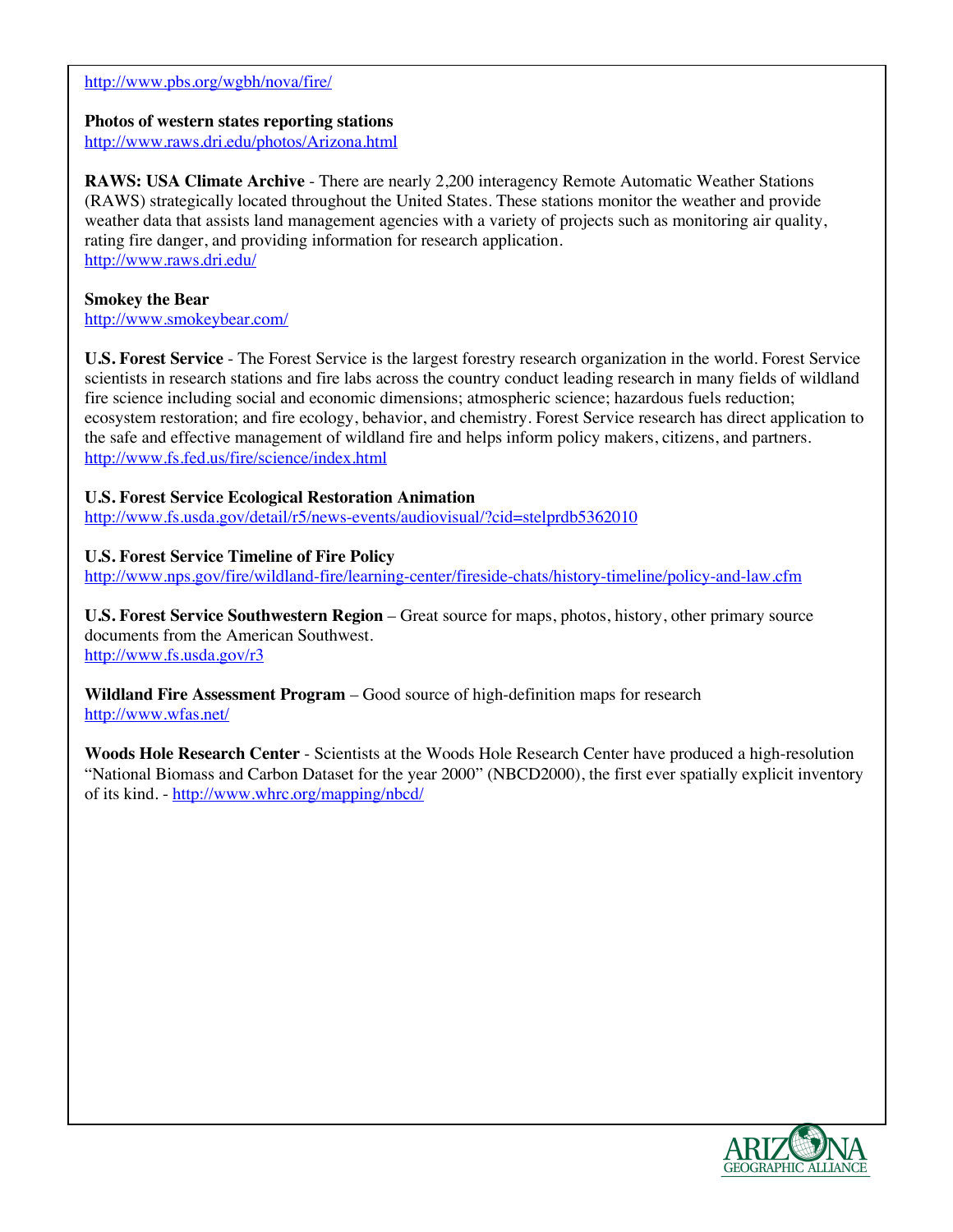http://www.pbs.org/wgbh/nova/fire/

**Photos of western states reporting stations**
http://www.raws.dri.edu/photos/Arizona.html

**RAWS: USA Climate Archive** - There are nearly 2,200 interagency Remote Automatic Weather Stations (RAWS) strategically located throughout the United States. These stations monitor the weather and provide weather data that assists land management agencies with a variety of projects such as monitoring air quality, rating fire danger, and providing information for research application.
http://www.raws.dri.edu/

**Smokey the Bear**
http://www.smokeybear.com/

**U.S. Forest Service** - The Forest Service is the largest forestry research organization in the world. Forest Service scientists in research stations and fire labs across the country conduct leading research in many fields of wildland fire science including social and economic dimensions; atmospheric science; hazardous fuels reduction; ecosystem restoration; and fire ecology, behavior, and chemistry. Forest Service research has direct application to the safe and effective management of wildland fire and helps inform policy makers, citizens, and partners.
http://www.fs.fed.us/fire/science/index.html

**U.S. Forest Service Ecological Restoration Animation**
http://www.fs.usda.gov/detail/r5/news-events/audiovisual/?cid=stelprdb5362010

**U.S. Forest Service Timeline of Fire Policy**
http://www.nps.gov/fire/wildland-fire/learning-center/fireside-chats/history-timeline/policy-and-law.cfm

**U.S. Forest Service Southwestern Region** – Great source for maps, photos, history, other primary source documents from the American Southwest.
http://www.fs.usda.gov/r3

**Wildland Fire Assessment Program** – Good source of high-definition maps for research
http://www.wfas.net/

**Woods Hole Research Center** - Scientists at the Woods Hole Research Center have produced a high-resolution "National Biomass and Carbon Dataset for the year 2000" (NBCD2000), the first ever spatially explicit inventory of its kind. - http://www.whrc.org/mapping/nbcd/

ARIZONA GEOGRAPHIC ALLIANCE